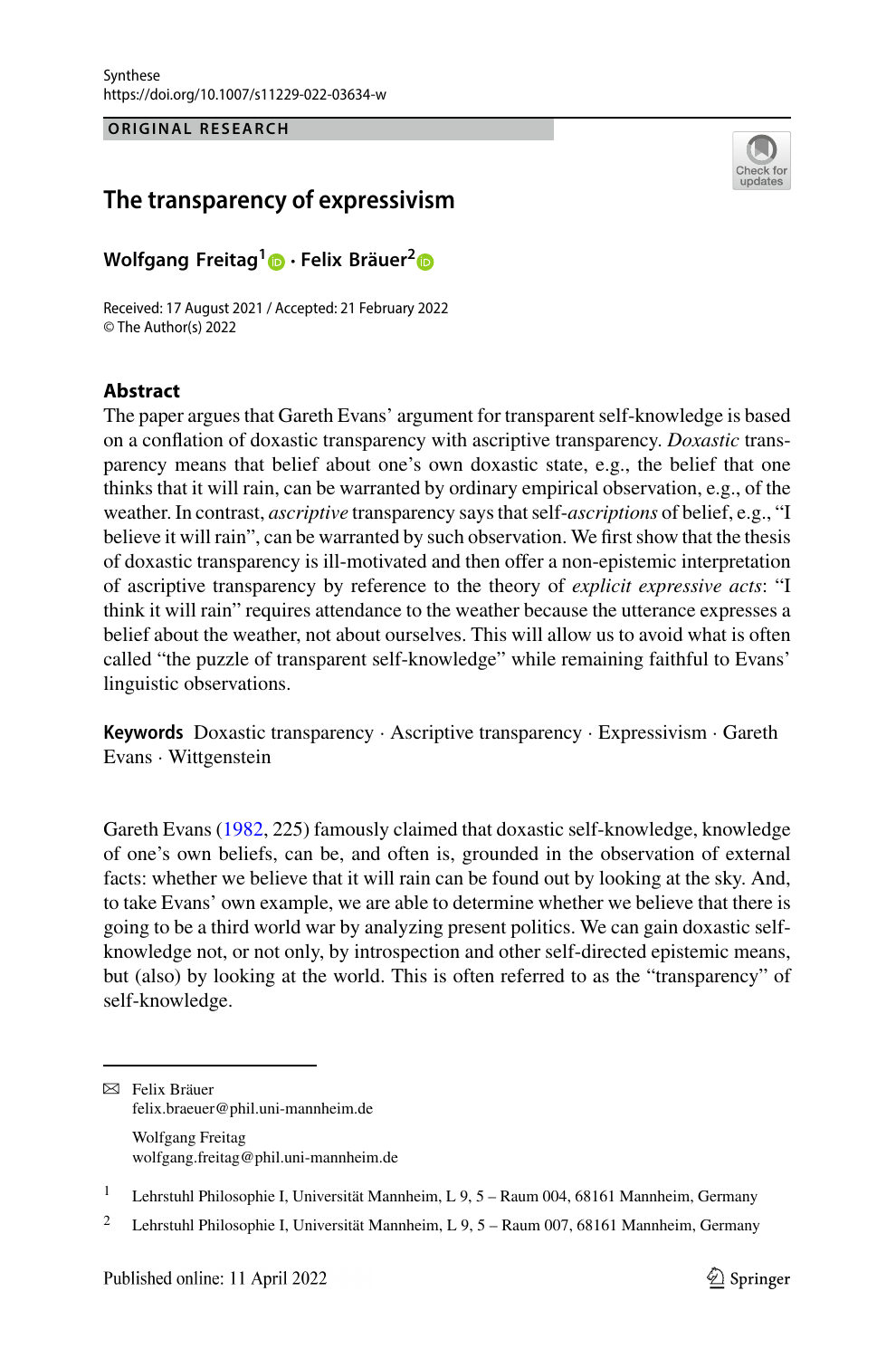Synthese
https://doi.org/10.1007/s11229-022-03634-w

ORIGINAL RESEARCH

# The transparency of expressivism

**Wolfgang Freitag[1] · Felix Bräuer[2]**

Received: 17 August 2021 / Accepted: 21 February 2022
© The Author(s) 2022

## Abstract

The paper argues that Gareth Evans' argument for transparent self-knowledge is based on a conflation of doxastic transparency with ascriptive transparency. *Doxastic* transparency means that belief about one's own doxastic state, e.g., the belief that one thinks that it will rain, can be warranted by ordinary empirical observation, e.g., of the weather. In contrast, *ascriptive* transparency says that self-*ascriptions* of belief, e.g., "I believe it will rain", can be warranted by such observation. We first show that the thesis of doxastic transparency is ill-motivated and then offer a non-epistemic interpretation of ascriptive transparency by reference to the theory of *explicit expressive acts*: "I think it will rain" requires attendance to the weather because the utterance expresses a belief about the weather, not about ourselves. This will allow us to avoid what is often called "the puzzle of transparent self-knowledge" while remaining faithful to Evans' linguistic observations.

**Keywords** Doxastic transparency · Ascriptive transparency · Expressivism · Gareth Evans · Wittgenstein

Gareth Evans (1982, 225) famously claimed that doxastic self-knowledge, knowledge of one's own beliefs, can be, and often is, grounded in the observation of external facts: whether we believe that it will rain can be found out by looking at the sky. And, to take Evans' own example, we are able to determine whether we believe that there is going to be a third world war by analyzing present politics. We can gain doxastic self-knowledge not, or not only, by introspection and other self-directed epistemic means, but (also) by looking at the world. This is often referred to as the "transparency" of self-knowledge.

✉ Felix Bräuer
felix.braeuer@phil.uni-mannheim.de

Wolfgang Freitag
wolfgang.freitag@phil.uni-mannheim.de

[1] Lehrstuhl Philosophie I, Universität Mannheim, L 9, 5 – Raum 004, 68161 Mannheim, Germany

[2] Lehrstuhl Philosophie I, Universität Mannheim, L 9, 5 – Raum 007, 68161 Mannheim, Germany

Published online: 11 April 2022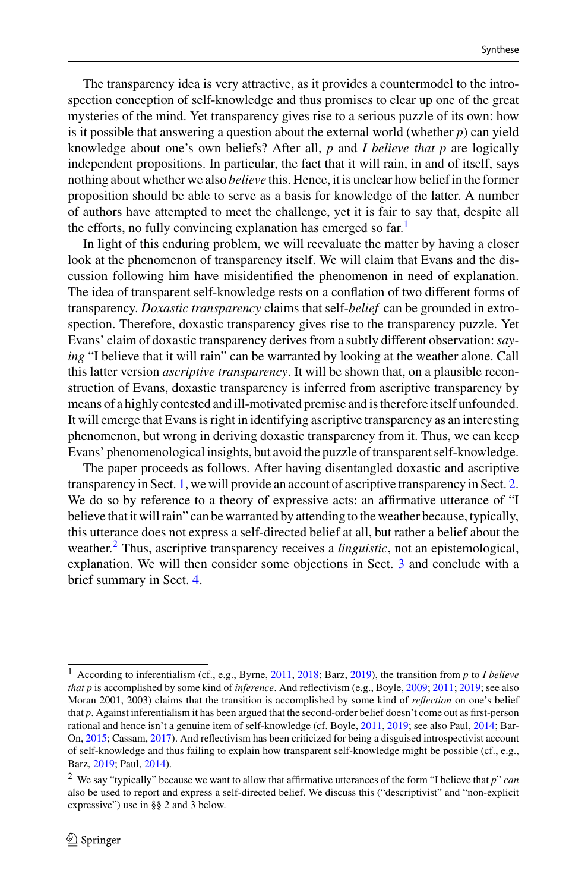The transparency idea is very attractive, as it provides a countermodel to the introspection conception of self-knowledge and thus promises to clear up one of the great mysteries of the mind. Yet transparency gives rise to a serious puzzle of its own: how is it possible that answering a question about the external world (whether *p*) can yield knowledge about one's own beliefs? After all, *p* and *I believe that p* are logically independent propositions. In particular, the fact that it will rain, in and of itself, says nothing about whether we also *believe* this. Hence, it is unclear how belief in the former proposition should be able to serve as a basis for knowledge of the latter. A number of authors have attempted to meet the challenge, yet it is fair to say that, despite all the efforts, no fully convincing explanation has emerged so far.[1]

In light of this enduring problem, we will reevaluate the matter by having a closer look at the phenomenon of transparency itself. We will claim that Evans and the discussion following him have misidentified the phenomenon in need of explanation. The idea of transparent self-knowledge rests on a conflation of two different forms of transparency. *Doxastic transparency* claims that self-*belief* can be grounded in extrospection. Therefore, doxastic transparency gives rise to the transparency puzzle. Yet Evans' claim of doxastic transparency derives from a subtly different observation: *saying* "I believe that it will rain" can be warranted by looking at the weather alone. Call this latter version *ascriptive transparency*. It will be shown that, on a plausible reconstruction of Evans, doxastic transparency is inferred from ascriptive transparency by means of a highly contested and ill-motivated premise and is therefore itself unfounded. It will emerge that Evans is right in identifying ascriptive transparency as an interesting phenomenon, but wrong in deriving doxastic transparency from it. Thus, we can keep Evans' phenomenological insights, but avoid the puzzle of transparent self-knowledge.

The paper proceeds as follows. After having disentangled doxastic and ascriptive transparency in Sect. 1, we will provide an account of ascriptive transparency in Sect. 2. We do so by reference to a theory of expressive acts: an affirmative utterance of "I believe that it will rain" can be warranted by attending to the weather because, typically, this utterance does not express a self-directed belief at all, but rather a belief about the weather.[2] Thus, ascriptive transparency receives a *linguistic*, not an epistemological, explanation. We will then consider some objections in Sect. 3 and conclude with a brief summary in Sect. 4.

---

[1] According to inferentialism (cf., e.g., Byrne, 2011, 2018; Barz, 2019), the transition from *p* to *I believe that p* is accomplished by some kind of *inference*. And reflectivism (e.g., Boyle, 2009; 2011; 2019; see also Moran 2001, 2003) claims that the transition is accomplished by some kind of *reflection* on one's belief that *p*. Against inferentialism it has been argued that the second-order belief doesn't come out as first-person rational and hence isn't a genuine item of self-knowledge (cf. Boyle, 2011, 2019; see also Paul, 2014; Bar-On, 2015; Cassam, 2017). And reflectivism has been criticized for being a disguised introspectivist account of self-knowledge and thus failing to explain how transparent self-knowledge might be possible (cf., e.g., Barz, 2019; Paul, 2014).

[2] We say "typically" because we want to allow that affirmative utterances of the form "I believe that *p*" *can* also be used to report and express a self-directed belief. We discuss this ("descriptivist" and "non-explicit expressive") use in §§ 2 and 3 below.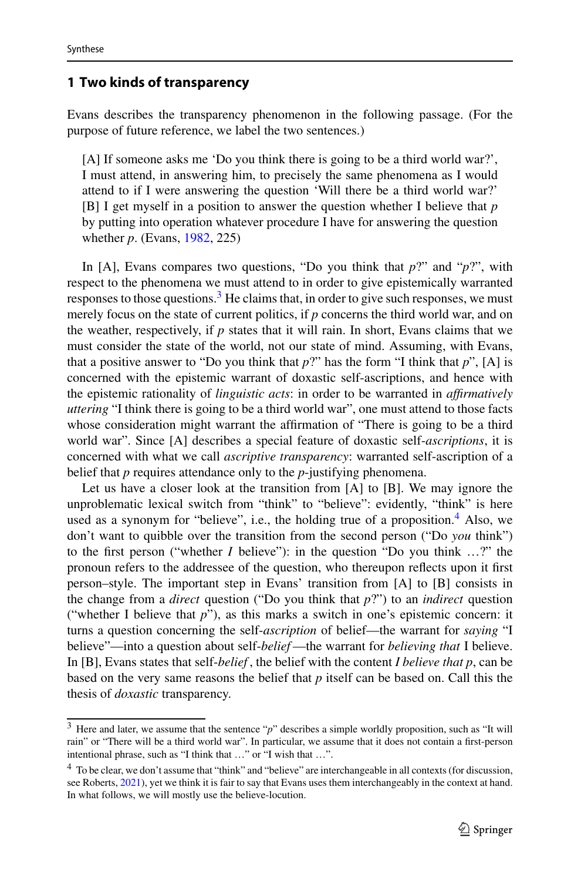## 1 Two kinds of transparency

Evans describes the transparency phenomenon in the following passage. (For the purpose of future reference, we label the two sentences.)

> [A] If someone asks me 'Do you think there is going to be a third world war?', I must attend, in answering him, to precisely the same phenomena as I would attend to if I were answering the question 'Will there be a third world war?' [B] I get myself in a position to answer the question whether I believe that *p* by putting into operation whatever procedure I have for answering the question whether *p*. (Evans, 1982, 225)

In [A], Evans compares two questions, "Do you think that *p*?" and "*p*?", with respect to the phenomena we must attend to in order to give epistemically warranted responses to those questions.[3] He claims that, in order to give such responses, we must merely focus on the state of current politics, if *p* concerns the third world war, and on the weather, respectively, if *p* states that it will rain. In short, Evans claims that we must consider the state of the world, not our state of mind. Assuming, with Evans, that a positive answer to "Do you think that *p*?" has the form "I think that *p*", [A] is concerned with the epistemic warrant of doxastic self-ascriptions, and hence with the epistemic rationality of *linguistic acts*: in order to be warranted in *affirmatively uttering* "I think there is going to be a third world war", one must attend to those facts whose consideration might warrant the affirmation of "There is going to be a third world war". Since [A] describes a special feature of doxastic self-*ascriptions*, it is concerned with what we call *ascriptive transparency*: warranted self-ascription of a belief that *p* requires attendance only to the *p*-justifying phenomena.

Let us have a closer look at the transition from [A] to [B]. We may ignore the unproblematic lexical switch from "think" to "believe": evidently, "think" is here used as a synonym for "believe", i.e., the holding true of a proposition.[4] Also, we don't want to quibble over the transition from the second person ("Do *you* think") to the first person ("whether *I* believe"): in the question "Do you think …?" the pronoun refers to the addressee of the question, who thereupon reflects upon it first person–style. The important step in Evans' transition from [A] to [B] consists in the change from a *direct* question ("Do you think that *p*?") to an *indirect* question ("whether I believe that *p*"), as this marks a switch in one's epistemic concern: it turns a question concerning the self-*ascription* of belief—the warrant for *saying* "I believe"—into a question about self-*belief*—the warrant for *believing that* I believe. In [B], Evans states that self-*belief*, the belief with the content *I believe that p*, can be based on the very same reasons the belief that *p* itself can be based on. Call this the thesis of *doxastic* transparency.

---

[3] Here and later, we assume that the sentence "*p*" describes a simple worldly proposition, such as "It will rain" or "There will be a third world war". In particular, we assume that it does not contain a first-person intentional phrase, such as "I think that …" or "I wish that …".

[4] To be clear, we don't assume that "think" and "believe" are interchangeable in all contexts (for discussion, see Roberts, 2021), yet we think it is fair to say that Evans uses them interchangeably in the context at hand. In what follows, we will mostly use the believe-locution.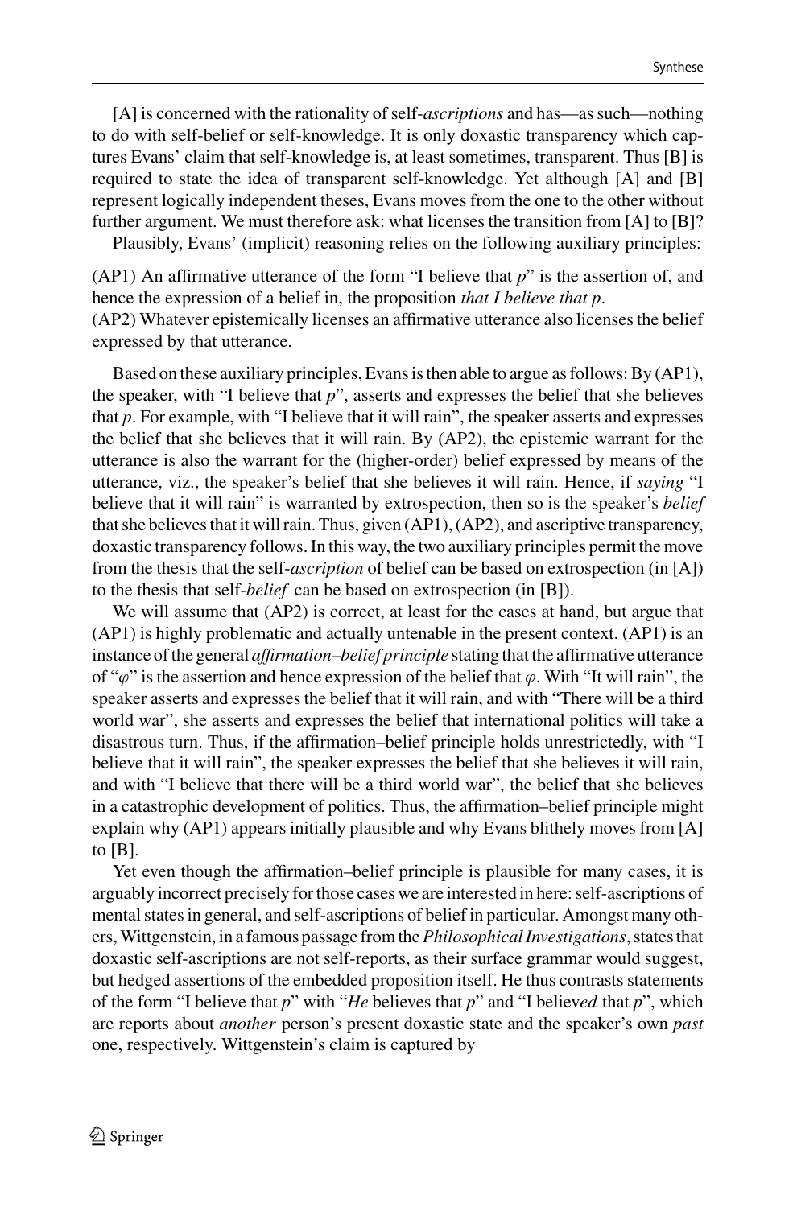[A] is concerned with the rationality of self-*ascriptions* and has—as such—nothing to do with self-belief or self-knowledge. It is only doxastic transparency which captures Evans' claim that self-knowledge is, at least sometimes, transparent. Thus [B] is required to state the idea of transparent self-knowledge. Yet although [A] and [B] represent logically independent theses, Evans moves from the one to the other without further argument. We must therefore ask: what licenses the transition from [A] to [B]?

Plausibly, Evans' (implicit) reasoning relies on the following auxiliary principles:

(AP1) An affirmative utterance of the form "I believe that $p$" is the assertion of, and hence the expression of a belief in, the proposition *that I believe that p*.
(AP2) Whatever epistemically licenses an affirmative utterance also licenses the belief expressed by that utterance.

Based on these auxiliary principles, Evans is then able to argue as follows: By (AP1), the speaker, with "I believe that $p$", asserts and expresses the belief that she believes that $p$. For example, with "I believe that it will rain", the speaker asserts and expresses the belief that she believes that it will rain. By (AP2), the epistemic warrant for the utterance is also the warrant for the (higher-order) belief expressed by means of the utterance, viz., the speaker's belief that she believes it will rain. Hence, if *saying* "I believe that it will rain" is warranted by extrospection, then so is the speaker's *belief* that she believes that it will rain. Thus, given (AP1), (AP2), and ascriptive transparency, doxastic transparency follows. In this way, the two auxiliary principles permit the move from the thesis that the self-*ascription* of belief can be based on extrospection (in [A]) to the thesis that self-*belief* can be based on extrospection (in [B]).

We will assume that (AP2) is correct, at least for the cases at hand, but argue that (AP1) is highly problematic and actually untenable in the present context. (AP1) is an instance of the general *affirmation–belief principle* stating that the affirmative utterance of "$\varphi$" is the assertion and hence expression of the belief that $\varphi$. With "It will rain", the speaker asserts and expresses the belief that it will rain, and with "There will be a third world war", she asserts and expresses the belief that international politics will take a disastrous turn. Thus, if the affirmation–belief principle holds unrestrictedly, with "I believe that it will rain", the speaker expresses the belief that she believes it will rain, and with "I believe that there will be a third world war", the belief that she believes in a catastrophic development of politics. Thus, the affirmation–belief principle might explain why (AP1) appears initially plausible and why Evans blithely moves from [A] to [B].

Yet even though the affirmation–belief principle is plausible for many cases, it is arguably incorrect precisely for those cases we are interested in here: self-ascriptions of mental states in general, and self-ascriptions of belief in particular. Amongst many others, Wittgenstein, in a famous passage from the *Philosophical Investigations*, states that doxastic self-ascriptions are not self-reports, as their surface grammar would suggest, but hedged assertions of the embedded proposition itself. He thus contrasts statements of the form "I believe that $p$" with "*He* believes that $p$" and "I believ*ed* that $p$", which are reports about *another* person's present doxastic state and the speaker's own *past* one, respectively. Wittgenstein's claim is captured by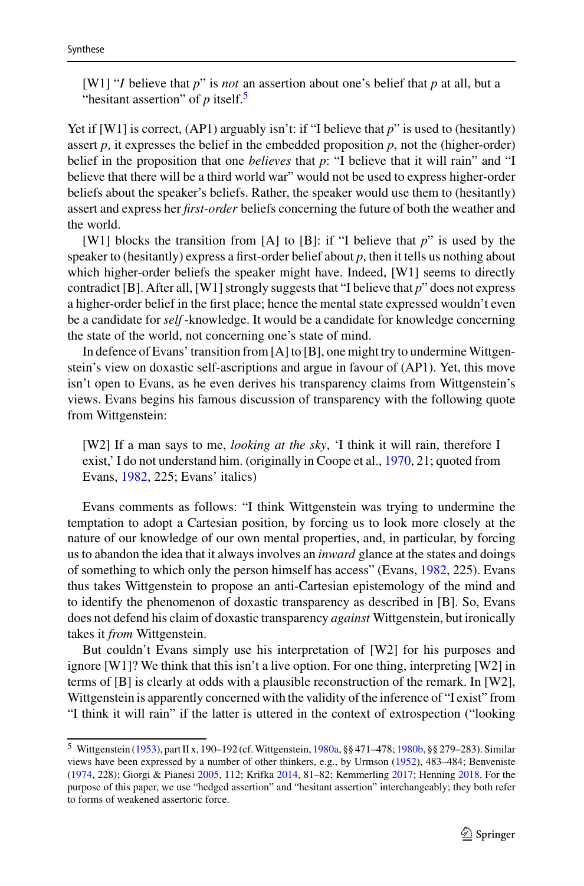[W1] "*I* believe that *p*" is *not* an assertion about one's belief that *p* at all, but a "hesitant assertion" of *p* itself.[5]

Yet if [W1] is correct, (AP1) arguably isn't: if "I believe that *p*" is used to (hesitantly) assert *p*, it expresses the belief in the embedded proposition *p*, not the (higher-order) belief in the proposition that one *believes* that *p*: "I believe that it will rain" and "I believe that there will be a third world war" would not be used to express higher-order beliefs about the speaker's beliefs. Rather, the speaker would use them to (hesitantly) assert and express her *first-order* beliefs concerning the future of both the weather and the world.

[W1] blocks the transition from [A] to [B]: if "I believe that *p*" is used by the speaker to (hesitantly) express a first-order belief about *p*, then it tells us nothing about which higher-order beliefs the speaker might have. Indeed, [W1] seems to directly contradict [B]. After all, [W1] strongly suggests that "I believe that *p*" does not express a higher-order belief in the first place; hence the mental state expressed wouldn't even be a candidate for *self*-knowledge. It would be a candidate for knowledge concerning the state of the world, not concerning one's state of mind.

In defence of Evans' transition from [A] to [B], one might try to undermine Wittgenstein's view on doxastic self-ascriptions and argue in favour of (AP1). Yet, this move isn't open to Evans, as he even derives his transparency claims from Wittgenstein's views. Evans begins his famous discussion of transparency with the following quote from Wittgenstein:

[W2] If a man says to me, *looking at the sky*, 'I think it will rain, therefore I exist,' I do not understand him. (originally in Coope et al., 1970, 21; quoted from Evans, 1982, 225; Evans' italics)

Evans comments as follows: "I think Wittgenstein was trying to undermine the temptation to adopt a Cartesian position, by forcing us to look more closely at the nature of our knowledge of our own mental properties, and, in particular, by forcing us to abandon the idea that it always involves an *inward* glance at the states and doings of something to which only the person himself has access" (Evans, 1982, 225). Evans thus takes Wittgenstein to propose an anti-Cartesian epistemology of the mind and to identify the phenomenon of doxastic transparency as described in [B]. So, Evans does not defend his claim of doxastic transparency *against* Wittgenstein, but ironically takes it *from* Wittgenstein.

But couldn't Evans simply use his interpretation of [W2] for his purposes and ignore [W1]? We think that this isn't a live option. For one thing, interpreting [W2] in terms of [B] is clearly at odds with a plausible reconstruction of the remark. In [W2], Wittgenstein is apparently concerned with the validity of the inference of "I exist" from "I think it will rain" if the latter is uttered in the context of extrospection ("looking

---

[5] Wittgenstein (1953), part II x, 190–192 (cf. Wittgenstein, 1980a, §§ 471–478; 1980b, §§ 279–283). Similar views have been expressed by a number of other thinkers, e.g., by Urmson (1952), 483–484; Benveniste (1974, 228); Giorgi & Pianesi 2005, 112; Krifka 2014, 81–82; Kemmerling 2017; Henning 2018. For the purpose of this paper, we use "hedged assertion" and "hesitant assertion" interchangeably; they both refer to forms of weakened assertoric force.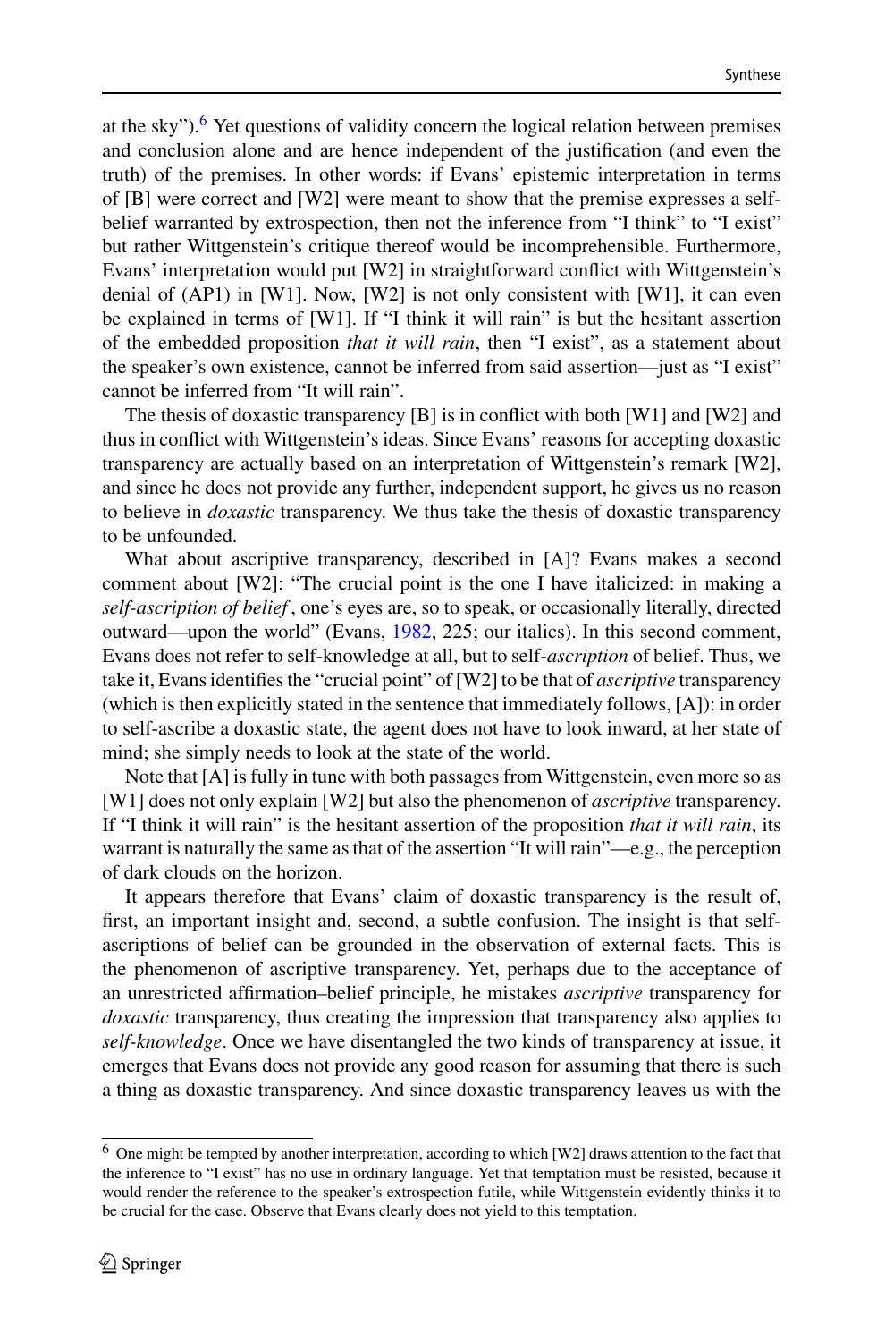at the sky").[6] Yet questions of validity concern the logical relation between premises and conclusion alone and are hence independent of the justification (and even the truth) of the premises. In other words: if Evans' epistemic interpretation in terms of [B] were correct and [W2] were meant to show that the premise expresses a self-belief warranted by extrospection, then not the inference from "I think" to "I exist" but rather Wittgenstein's critique thereof would be incomprehensible. Furthermore, Evans' interpretation would put [W2] in straightforward conflict with Wittgenstein's denial of (AP1) in [W1]. Now, [W2] is not only consistent with [W1], it can even be explained in terms of [W1]. If "I think it will rain" is but the hesitant assertion of the embedded proposition *that it will rain*, then "I exist", as a statement about the speaker's own existence, cannot be inferred from said assertion—just as "I exist" cannot be inferred from "It will rain".

The thesis of doxastic transparency [B] is in conflict with both [W1] and [W2] and thus in conflict with Wittgenstein's ideas. Since Evans' reasons for accepting doxastic transparency are actually based on an interpretation of Wittgenstein's remark [W2], and since he does not provide any further, independent support, he gives us no reason to believe in *doxastic* transparency. We thus take the thesis of doxastic transparency to be unfounded.

What about ascriptive transparency, described in [A]? Evans makes a second comment about [W2]: "The crucial point is the one I have italicized: in making a *self-ascription of belief*, one's eyes are, so to speak, or occasionally literally, directed outward—upon the world" (Evans, 1982, 225; our italics). In this second comment, Evans does not refer to self-knowledge at all, but to self-*ascription* of belief. Thus, we take it, Evans identifies the "crucial point" of [W2] to be that of *ascriptive* transparency (which is then explicitly stated in the sentence that immediately follows, [A]): in order to self-ascribe a doxastic state, the agent does not have to look inward, at her state of mind; she simply needs to look at the state of the world.

Note that [A] is fully in tune with both passages from Wittgenstein, even more so as [W1] does not only explain [W2] but also the phenomenon of *ascriptive* transparency. If "I think it will rain" is the hesitant assertion of the proposition *that it will rain*, its warrant is naturally the same as that of the assertion "It will rain"—e.g., the perception of dark clouds on the horizon.

It appears therefore that Evans' claim of doxastic transparency is the result of, first, an important insight and, second, a subtle confusion. The insight is that self-ascriptions of belief can be grounded in the observation of external facts. This is the phenomenon of ascriptive transparency. Yet, perhaps due to the acceptance of an unrestricted affirmation–belief principle, he mistakes *ascriptive* transparency for *doxastic* transparency, thus creating the impression that transparency also applies to *self-knowledge*. Once we have disentangled the two kinds of transparency at issue, it emerges that Evans does not provide any good reason for assuming that there is such a thing as doxastic transparency. And since doxastic transparency leaves us with the

---

6 One might be tempted by another interpretation, according to which [W2] draws attention to the fact that the inference to "I exist" has no use in ordinary language. Yet that temptation must be resisted, because it would render the reference to the speaker's extrospection futile, while Wittgenstein evidently thinks it to be crucial for the case. Observe that Evans clearly does not yield to this temptation.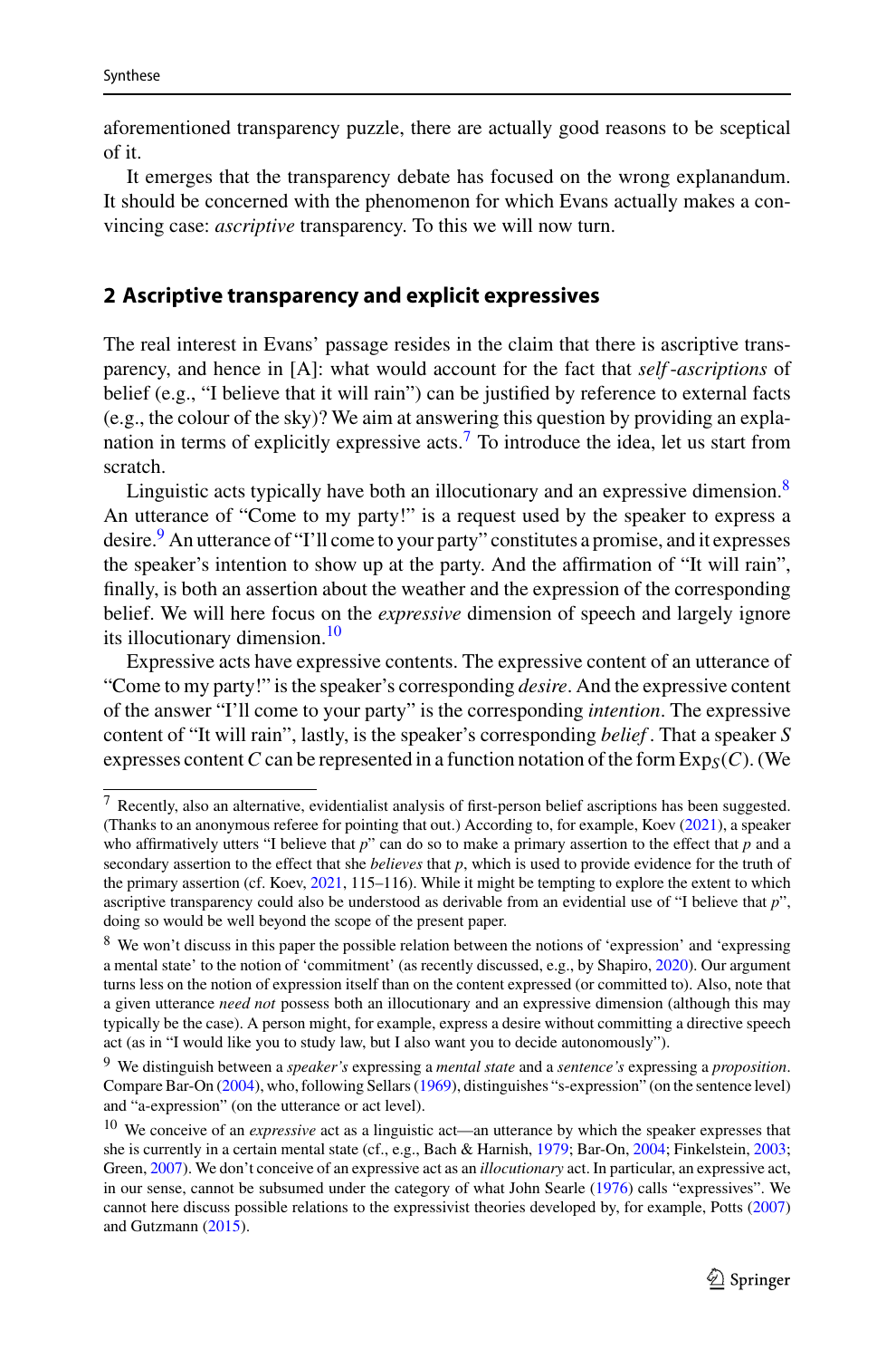aforementioned transparency puzzle, there are actually good reasons to be sceptical of it.

It emerges that the transparency debate has focused on the wrong explanandum. It should be concerned with the phenomenon for which Evans actually makes a convincing case: *ascriptive* transparency. To this we will now turn.

## 2 Ascriptive transparency and explicit expressives

The real interest in Evans' passage resides in the claim that there is ascriptive transparency, and hence in [A]: what would account for the fact that *self-ascriptions* of belief (e.g., "I believe that it will rain") can be justified by reference to external facts (e.g., the colour of the sky)? We aim at answering this question by providing an explanation in terms of explicitly expressive acts.[7] To introduce the idea, let us start from scratch.

Linguistic acts typically have both an illocutionary and an expressive dimension.[8] An utterance of "Come to my party!" is a request used by the speaker to express a desire.[9] An utterance of "I'll come to your party" constitutes a promise, and it expresses the speaker's intention to show up at the party. And the affirmation of "It will rain", finally, is both an assertion about the weather and the expression of the corresponding belief. We will here focus on the *expressive* dimension of speech and largely ignore its illocutionary dimension.[10]

Expressive acts have expressive contents. The expressive content of an utterance of "Come to my party!" is the speaker's corresponding *desire*. And the expressive content of the answer "I'll come to your party" is the corresponding *intention*. The expressive content of "It will rain", lastly, is the speaker's corresponding *belief*. That a speaker $S$ expresses content $C$ can be represented in a function notation of the form $\mathrm{Exp}_S(C)$. (We

---

[7] Recently, also an alternative, evidentialist analysis of first-person belief ascriptions has been suggested. (Thanks to an anonymous referee for pointing that out.) According to, for example, Koev (2021), a speaker who affirmatively utters "I believe that $p$" can do so to make a primary assertion to the effect that $p$ and a secondary assertion to the effect that she *believes* that $p$, which is used to provide evidence for the truth of the primary assertion (cf. Koev, 2021, 115–116). While it might be tempting to explore the extent to which ascriptive transparency could also be understood as derivable from an evidential use of "I believe that $p$", doing so would be well beyond the scope of the present paper.

[8] We won't discuss in this paper the possible relation between the notions of 'expression' and 'expressing a mental state' to the notion of 'commitment' (as recently discussed, e.g., by Shapiro, 2020). Our argument turns less on the notion of expression itself than on the content expressed (or committed to). Also, note that a given utterance *need not* possess both an illocutionary and an expressive dimension (although this may typically be the case). A person might, for example, express a desire without committing a directive speech act (as in "I would like you to study law, but I also want you to decide autonomously").

[9] We distinguish between a *speaker's* expressing a *mental state* and a *sentence's* expressing a *proposition*. Compare Bar-On (2004), who, following Sellars (1969), distinguishes "s-expression" (on the sentence level) and "a-expression" (on the utterance or act level).

[10] We conceive of an *expressive* act as a linguistic act—an utterance by which the speaker expresses that she is currently in a certain mental state (cf., e.g., Bach & Harnish, 1979; Bar-On, 2004; Finkelstein, 2003; Green, 2007). We don't conceive of an expressive act as an *illocutionary* act. In particular, an expressive act, in our sense, cannot be subsumed under the category of what John Searle (1976) calls "expressives". We cannot here discuss possible relations to the expressivist theories developed by, for example, Potts (2007) and Gutzmann (2015).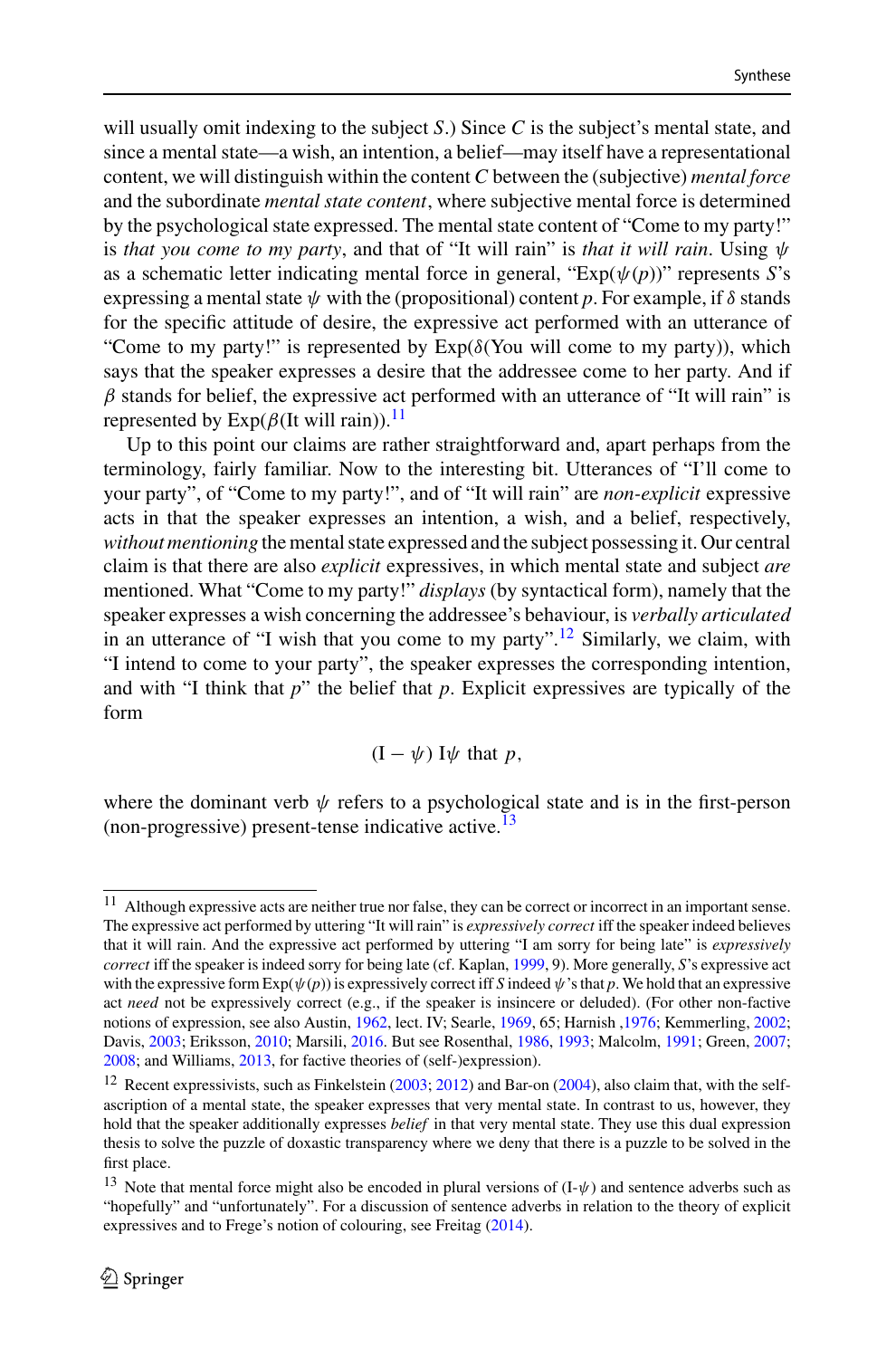will usually omit indexing to the subject $S$.) Since $C$ is the subject's mental state, and since a mental state—a wish, an intention, a belief—may itself have a representational content, we will distinguish within the content $C$ between the (subjective) *mental force* and the subordinate *mental state content*, where subjective mental force is determined by the psychological state expressed. The mental state content of "Come to my party!" is *that you come to my party*, and that of "It will rain" is *that it will rain*. Using $\psi$ as a schematic letter indicating mental force in general, "Exp($\psi(p)$)" represents $S$'s expressing a mental state $\psi$ with the (propositional) content $p$. For example, if $\delta$ stands for the specific attitude of desire, the expressive act performed with an utterance of "Come to my party!" is represented by Exp($\delta$(You will come to my party)), which says that the speaker expresses a desire that the addressee come to her party. And if $\beta$ stands for belief, the expressive act performed with an utterance of "It will rain" is represented by Exp($\beta$(It will rain)).[11]

Up to this point our claims are rather straightforward and, apart perhaps from the terminology, fairly familiar. Now to the interesting bit. Utterances of "I'll come to your party", of "Come to my party!", and of "It will rain" are *non-explicit* expressive acts in that the speaker expresses an intention, a wish, and a belief, respectively, *without mentioning* the mental state expressed and the subject possessing it. Our central claim is that there are also *explicit* expressives, in which mental state and subject *are* mentioned. What "Come to my party!" *displays* (by syntactical form), namely that the speaker expresses a wish concerning the addressee's behaviour, is *verbally articulated* in an utterance of "I wish that you come to my party".[12] Similarly, we claim, with "I intend to come to your party", the speaker expresses the corresponding intention, and with "I think that $p$" the belief that $p$. Explicit expressives are typically of the form

$$(\text{I} - \psi)\ \text{I}\psi\ \text{that}\ p,$$

where the dominant verb $\psi$ refers to a psychological state and is in the first-person (non-progressive) present-tense indicative active.[13]

---

[11] Although expressive acts are neither true nor false, they can be correct or incorrect in an important sense. The expressive act performed by uttering "It will rain" is *expressively correct* iff the speaker indeed believes that it will rain. And the expressive act performed by uttering "I am sorry for being late" is *expressively correct* iff the speaker is indeed sorry for being late (cf. Kaplan, 1999, 9). More generally, $S$'s expressive act with the expressive form Exp($\psi(p)$) is expressively correct iff $S$ indeed $\psi$'s that $p$. We hold that an expressive act *need* not be expressively correct (e.g., if the speaker is insincere or deluded). (For other non-factive notions of expression, see also Austin, 1962, lect. IV; Searle, 1969, 65; Harnish ,1976; Kemmerling, 2002; Davis, 2003; Eriksson, 2010; Marsili, 2016. But see Rosenthal, 1986, 1993; Malcolm, 1991; Green, 2007; 2008; and Williams, 2013, for factive theories of (self-)expression).

[12] Recent expressivists, such as Finkelstein (2003; 2012) and Bar-on (2004), also claim that, with the self-ascription of a mental state, the speaker expresses that very mental state. In contrast to us, however, they hold that the speaker additionally expresses *belief* in that very mental state. They use this dual expression thesis to solve the puzzle of doxastic transparency where we deny that there is a puzzle to be solved in the first place.

[13] Note that mental force might also be encoded in plural versions of (I-$\psi$) and sentence adverbs such as "hopefully" and "unfortunately". For a discussion of sentence adverbs in relation to the theory of explicit expressives and to Frege's notion of colouring, see Freitag (2014).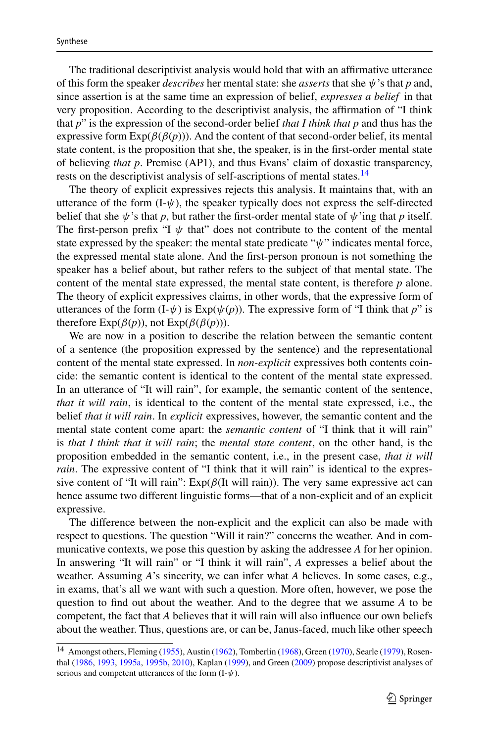The traditional descriptivist analysis would hold that with an affirmative utterance of this form the speaker *describes* her mental state: she *asserts* that she $\psi$'s that $p$ and, since assertion is at the same time an expression of belief, *expresses a belief* in that very proposition. According to the descriptivist analysis, the affirmation of "I think that $p$" is the expression of the second-order belief *that I think that p* and thus has the expressive form $\text{Exp}(\beta(\beta(p)))$. And the content of that second-order belief, its mental state content, is the proposition that she, the speaker, is in the first-order mental state of believing *that p*. Premise (AP1), and thus Evans' claim of doxastic transparency, rests on the descriptivist analysis of self-ascriptions of mental states.[14]

The theory of explicit expressives rejects this analysis. It maintains that, with an utterance of the form (I-$\psi$), the speaker typically does not express the self-directed belief that she $\psi$'s that $p$, but rather the first-order mental state of $\psi$'ing that $p$ itself. The first-person prefix "I $\psi$ that" does not contribute to the content of the mental state expressed by the speaker: the mental state predicate "$\psi$" indicates mental force, the expressed mental state alone. And the first-person pronoun is not something the speaker has a belief about, but rather refers to the subject of that mental state. The content of the mental state expressed, the mental state content, is therefore $p$ alone. The theory of explicit expressives claims, in other words, that the expressive form of utterances of the form (I-$\psi$) is $\text{Exp}(\psi(p))$. The expressive form of "I think that $p$" is therefore $\text{Exp}(\beta(p))$, not $\text{Exp}(\beta(\beta(p)))$.

We are now in a position to describe the relation between the semantic content of a sentence (the proposition expressed by the sentence) and the representational content of the mental state expressed. In *non-explicit* expressives both contents coincide: the semantic content is identical to the content of the mental state expressed. In an utterance of "It will rain", for example, the semantic content of the sentence, *that it will rain*, is identical to the content of the mental state expressed, i.e., the belief *that it will rain*. In *explicit* expressives, however, the semantic content and the mental state content come apart: the *semantic content* of "I think that it will rain" is *that I think that it will rain*; the *mental state content*, on the other hand, is the proposition embedded in the semantic content, i.e., in the present case, *that it will rain*. The expressive content of "I think that it will rain" is identical to the expressive content of "It will rain": $\text{Exp}(\beta(\text{It will rain}))$. The very same expressive act can hence assume two different linguistic forms—that of a non-explicit and of an explicit expressive.

The difference between the non-explicit and the explicit can also be made with respect to questions. The question "Will it rain?" concerns the weather. And in communicative contexts, we pose this question by asking the addressee $A$ for her opinion. In answering "It will rain" or "I think it will rain", $A$ expresses a belief about the weather. Assuming $A$'s sincerity, we can infer what $A$ believes. In some cases, e.g., in exams, that's all we want with such a question. More often, however, we pose the question to find out about the weather. And to the degree that we assume $A$ to be competent, the fact that $A$ believes that it will rain will also influence our own beliefs about the weather. Thus, questions are, or can be, Janus-faced, much like other speech

[14] Amongst others, Fleming (1955), Austin (1962), Tomberlin (1968), Green (1970), Searle (1979), Rosenthal (1986, 1993, 1995a, 1995b, 2010), Kaplan (1999), and Green (2009) propose descriptivist analyses of serious and competent utterances of the form (I-$\psi$).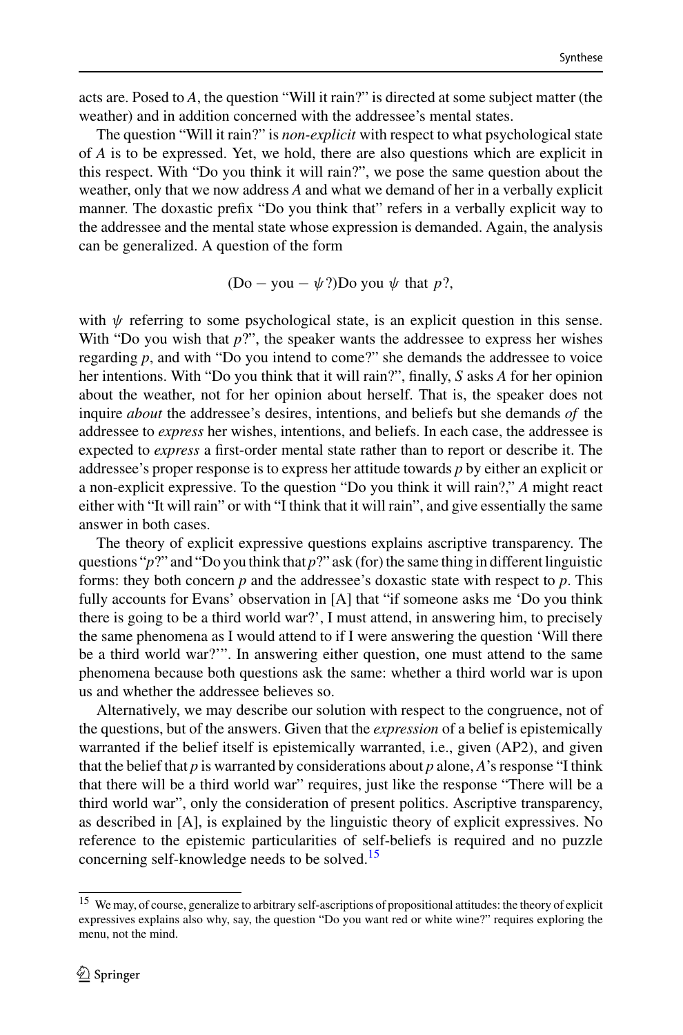acts are. Posed to *A*, the question "Will it rain?" is directed at some subject matter (the weather) and in addition concerned with the addressee's mental states.

The question "Will it rain?" is *non-explicit* with respect to what psychological state of *A* is to be expressed. Yet, we hold, there are also questions which are explicit in this respect. With "Do you think it will rain?", we pose the same question about the weather, only that we now address *A* and what we demand of her in a verbally explicit manner. The doxastic prefix "Do you think that" refers in a verbally explicit way to the addressee and the mental state whose expression is demanded. Again, the analysis can be generalized. A question of the form

$$(\text{Do} - \text{you} - \psi?)\text{Do you } \psi \text{ that } p?,$$

with $\psi$ referring to some psychological state, is an explicit question in this sense. With "Do you wish that *p*?", the speaker wants the addressee to express her wishes regarding *p*, and with "Do you intend to come?" she demands the addressee to voice her intentions. With "Do you think that it will rain?", finally, *S* asks *A* for her opinion about the weather, not for her opinion about herself. That is, the speaker does not inquire *about* the addressee's desires, intentions, and beliefs but she demands *of* the addressee to *express* her wishes, intentions, and beliefs. In each case, the addressee is expected to *express* a first-order mental state rather than to report or describe it. The addressee's proper response is to express her attitude towards *p* by either an explicit or a non-explicit expressive. To the question "Do you think it will rain?," *A* might react either with "It will rain" or with "I think that it will rain", and give essentially the same answer in both cases.

The theory of explicit expressive questions explains ascriptive transparency. The questions "*p*?" and "Do you think that *p*?" ask (for) the same thing in different linguistic forms: they both concern *p* and the addressee's doxastic state with respect to *p*. This fully accounts for Evans' observation in [A] that "if someone asks me 'Do you think there is going to be a third world war?', I must attend, in answering him, to precisely the same phenomena as I would attend to if I were answering the question 'Will there be a third world war?'". In answering either question, one must attend to the same phenomena because both questions ask the same: whether a third world war is upon us and whether the addressee believes so.

Alternatively, we may describe our solution with respect to the congruence, not of the questions, but of the answers. Given that the *expression* of a belief is epistemically warranted if the belief itself is epistemically warranted, i.e., given (AP2), and given that the belief that *p* is warranted by considerations about *p* alone, *A*'s response "I think that there will be a third world war" requires, just like the response "There will be a third world war", only the consideration of present politics. Ascriptive transparency, as described in [A], is explained by the linguistic theory of explicit expressives. No reference to the epistemic particularities of self-beliefs is required and no puzzle concerning self-knowledge needs to be solved.[15]

[15] We may, of course, generalize to arbitrary self-ascriptions of propositional attitudes: the theory of explicit expressives explains also why, say, the question "Do you want red or white wine?" requires exploring the menu, not the mind.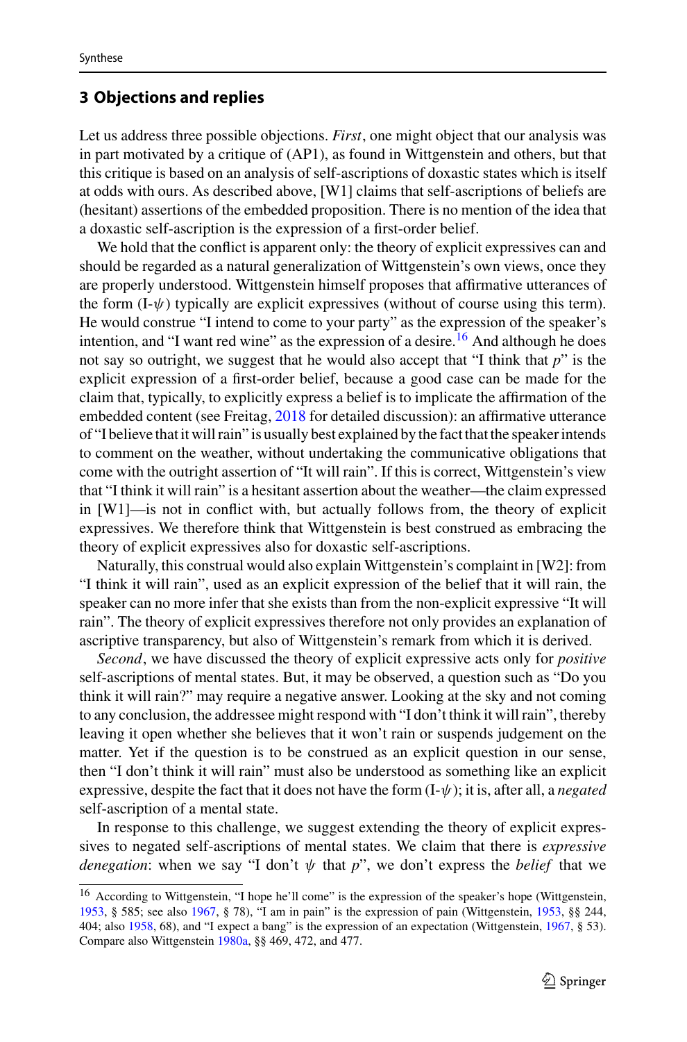## 3 Objections and replies

Let us address three possible objections. *First*, one might object that our analysis was in part motivated by a critique of (AP1), as found in Wittgenstein and others, but that this critique is based on an analysis of self-ascriptions of doxastic states which is itself at odds with ours. As described above, [W1] claims that self-ascriptions of beliefs are (hesitant) assertions of the embedded proposition. There is no mention of the idea that a doxastic self-ascription is the expression of a first-order belief.

We hold that the conflict is apparent only: the theory of explicit expressives can and should be regarded as a natural generalization of Wittgenstein's own views, once they are properly understood. Wittgenstein himself proposes that affirmative utterances of the form (I-$\psi$) typically are explicit expressives (without of course using this term). He would construe "I intend to come to your party" as the expression of the speaker's intention, and "I want red wine" as the expression of a desire.[16] And although he does not say so outright, we suggest that he would also accept that "I think that *p*" is the explicit expression of a first-order belief, because a good case can be made for the claim that, typically, to explicitly express a belief is to implicate the affirmation of the embedded content (see Freitag, 2018 for detailed discussion): an affirmative utterance of "I believe that it will rain" is usually best explained by the fact that the speaker intends to comment on the weather, without undertaking the communicative obligations that come with the outright assertion of "It will rain". If this is correct, Wittgenstein's view that "I think it will rain" is a hesitant assertion about the weather—the claim expressed in [W1]—is not in conflict with, but actually follows from, the theory of explicit expressives. We therefore think that Wittgenstein is best construed as embracing the theory of explicit expressives also for doxastic self-ascriptions.

Naturally, this construal would also explain Wittgenstein's complaint in [W2]: from "I think it will rain", used as an explicit expression of the belief that it will rain, the speaker can no more infer that she exists than from the non-explicit expressive "It will rain". The theory of explicit expressives therefore not only provides an explanation of ascriptive transparency, but also of Wittgenstein's remark from which it is derived.

*Second*, we have discussed the theory of explicit expressive acts only for *positive* self-ascriptions of mental states. But, it may be observed, a question such as "Do you think it will rain?" may require a negative answer. Looking at the sky and not coming to any conclusion, the addressee might respond with "I don't think it will rain", thereby leaving it open whether she believes that it won't rain or suspends judgement on the matter. Yet if the question is to be construed as an explicit question in our sense, then "I don't think it will rain" must also be understood as something like an explicit expressive, despite the fact that it does not have the form (I-$\psi$); it is, after all, a *negated* self-ascription of a mental state.

In response to this challenge, we suggest extending the theory of explicit expressives to negated self-ascriptions of mental states. We claim that there is *expressive denegation*: when we say "I don't $\psi$ that *p*", we don't express the *belief* that we

---

[16] According to Wittgenstein, "I hope he'll come" is the expression of the speaker's hope (Wittgenstein, 1953, § 585; see also 1967, § 78), "I am in pain" is the expression of pain (Wittgenstein, 1953, §§ 244, 404; also 1958, 68), and "I expect a bang" is the expression of an expectation (Wittgenstein, 1967, § 53). Compare also Wittgenstein 1980a, §§ 469, 472, and 477.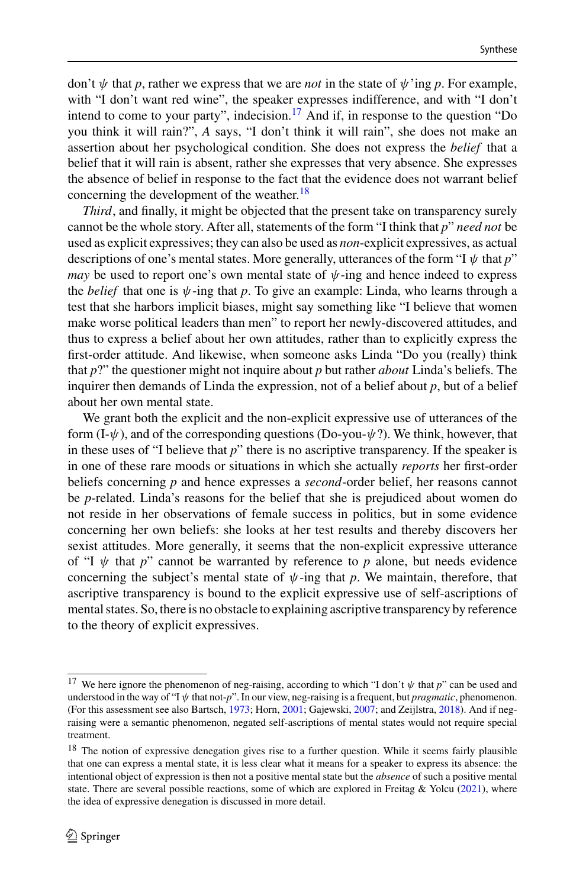don't $\psi$ that $p$, rather we express that we are *not* in the state of $\psi$'ing $p$. For example, with "I don't want red wine", the speaker expresses indifference, and with "I don't intend to come to your party", indecision.[17] And if, in response to the question "Do you think it will rain?", *A* says, "I don't think it will rain", she does not make an assertion about her psychological condition. She does not express the *belief* that a belief that it will rain is absent, rather she expresses that very absence. She expresses the absence of belief in response to the fact that the evidence does not warrant belief concerning the development of the weather.[18]

*Third*, and finally, it might be objected that the present take on transparency surely cannot be the whole story. After all, statements of the form "I think that $p$" *need not* be used as explicit expressives; they can also be used as *non*-explicit expressives, as actual descriptions of one's mental states. More generally, utterances of the form "I $\psi$ that $p$" *may* be used to report one's own mental state of $\psi$-ing and hence indeed to express the *belief* that one is $\psi$-ing that $p$. To give an example: Linda, who learns through a test that she harbors implicit biases, might say something like "I believe that women make worse political leaders than men" to report her newly-discovered attitudes, and thus to express a belief about her own attitudes, rather than to explicitly express the first-order attitude. And likewise, when someone asks Linda "Do you (really) think that $p$?" the questioner might not inquire about $p$ but rather *about* Linda's beliefs. The inquirer then demands of Linda the expression, not of a belief about $p$, but of a belief about her own mental state.

We grant both the explicit and the non-explicit expressive use of utterances of the form (I-$\psi$), and of the corresponding questions (Do-you-$\psi$?). We think, however, that in these uses of "I believe that $p$" there is no ascriptive transparency. If the speaker is in one of these rare moods or situations in which she actually *reports* her first-order beliefs concerning $p$ and hence expresses a *second*-order belief, her reasons cannot be $p$-related. Linda's reasons for the belief that she is prejudiced about women do not reside in her observations of female success in politics, but in some evidence concerning her own beliefs: she looks at her test results and thereby discovers her sexist attitudes. More generally, it seems that the non-explicit expressive utterance of "I $\psi$ that $p$" cannot be warranted by reference to $p$ alone, but needs evidence concerning the subject's mental state of $\psi$-ing that $p$. We maintain, therefore, that ascriptive transparency is bound to the explicit expressive use of self-ascriptions of mental states. So, there is no obstacle to explaining ascriptive transparency by reference to the theory of explicit expressives.

---

[17] We here ignore the phenomenon of neg-raising, according to which "I don't $\psi$ that $p$" can be used and understood in the way of "I $\psi$ that not-$p$". In our view, neg-raising is a frequent, but *pragmatic*, phenomenon. (For this assessment see also Bartsch, 1973; Horn, 2001; Gajewski, 2007; and Zeijlstra, 2018). And if neg-raising were a semantic phenomenon, negated self-ascriptions of mental states would not require special treatment.

[18] The notion of expressive denegation gives rise to a further question. While it seems fairly plausible that one can express a mental state, it is less clear what it means for a speaker to express its absence: the intentional object of expression is then not a positive mental state but the *absence* of such a positive mental state. There are several possible reactions, some of which are explored in Freitag & Yolcu (2021), where the idea of expressive denegation is discussed in more detail.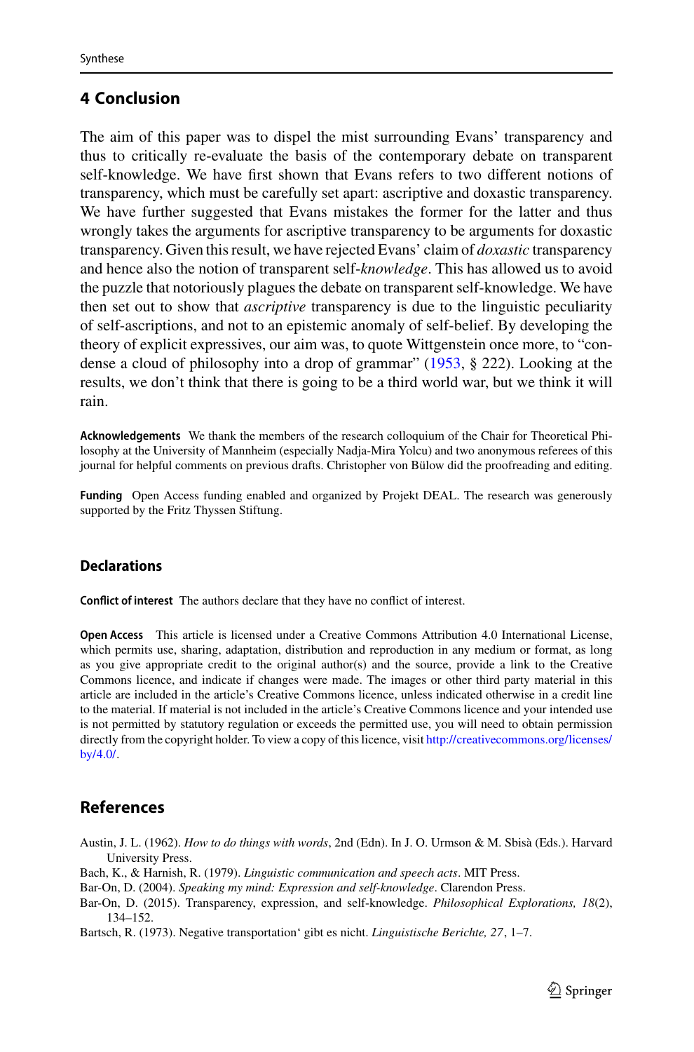## 4 Conclusion

The aim of this paper was to dispel the mist surrounding Evans' transparency and thus to critically re-evaluate the basis of the contemporary debate on transparent self-knowledge. We have first shown that Evans refers to two different notions of transparency, which must be carefully set apart: ascriptive and doxastic transparency. We have further suggested that Evans mistakes the former for the latter and thus wrongly takes the arguments for ascriptive transparency to be arguments for doxastic transparency. Given this result, we have rejected Evans' claim of *doxastic* transparency and hence also the notion of transparent self-*knowledge*. This has allowed us to avoid the puzzle that notoriously plagues the debate on transparent self-knowledge. We have then set out to show that *ascriptive* transparency is due to the linguistic peculiarity of self-ascriptions, and not to an epistemic anomaly of self-belief. By developing the theory of explicit expressives, our aim was, to quote Wittgenstein once more, to "condense a cloud of philosophy into a drop of grammar" (1953, § 222). Looking at the results, we don't think that there is going to be a third world war, but we think it will rain.

**Acknowledgements** We thank the members of the research colloquium of the Chair for Theoretical Philosophy at the University of Mannheim (especially Nadja-Mira Yolcu) and two anonymous referees of this journal for helpful comments on previous drafts. Christopher von Bülow did the proofreading and editing.

**Funding** Open Access funding enabled and organized by Projekt DEAL. The research was generously supported by the Fritz Thyssen Stiftung.

### Declarations

**Conflict of interest** The authors declare that they have no conflict of interest.

**Open Access** This article is licensed under a Creative Commons Attribution 4.0 International License, which permits use, sharing, adaptation, distribution and reproduction in any medium or format, as long as you give appropriate credit to the original author(s) and the source, provide a link to the Creative Commons licence, and indicate if changes were made. The images or other third party material in this article are included in the article's Creative Commons licence, unless indicated otherwise in a credit line to the material. If material is not included in the article's Creative Commons licence and your intended use is not permitted by statutory regulation or exceeds the permitted use, you will need to obtain permission directly from the copyright holder. To view a copy of this licence, visit http://creativecommons.org/licenses/by/4.0/.

## References

Austin, J. L. (1962). *How to do things with words*, 2nd (Edn). In J. O. Urmson & M. Sbisà (Eds.). Harvard University Press.

Bach, K., & Harnish, R. (1979). *Linguistic communication and speech acts*. MIT Press.

Bar-On, D. (2004). *Speaking my mind: Expression and self-knowledge*. Clarendon Press.

Bar-On, D. (2015). Transparency, expression, and self-knowledge. *Philosophical Explorations, 18*(2), 134–152.

Bartsch, R. (1973). Negative transportation' gibt es nicht. *Linguistische Berichte, 27*, 1–7.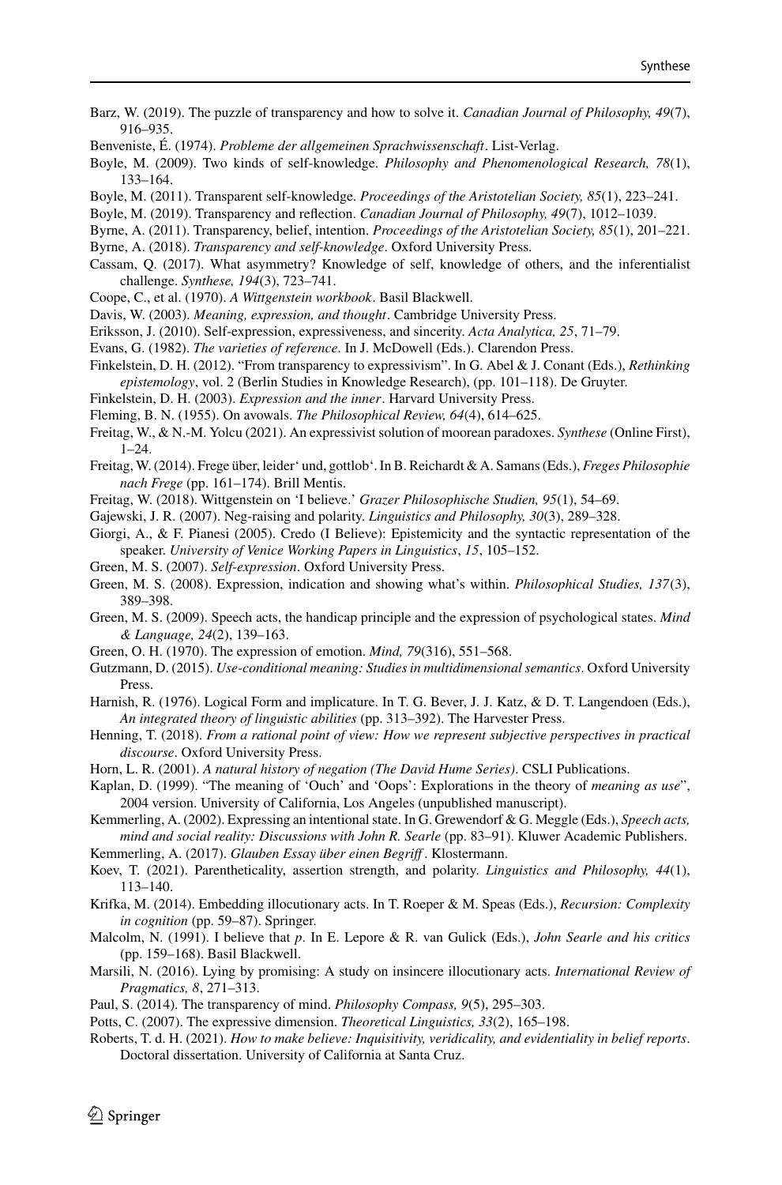Barz, W. (2019). The puzzle of transparency and how to solve it. *Canadian Journal of Philosophy, 49*(7), 916–935.

Benveniste, É. (1974). *Probleme der allgemeinen Sprachwissenschaft*. List-Verlag.

Boyle, M. (2009). Two kinds of self-knowledge. *Philosophy and Phenomenological Research, 78*(1), 133–164.

Boyle, M. (2011). Transparent self-knowledge. *Proceedings of the Aristotelian Society, 85*(1), 223–241.

Boyle, M. (2019). Transparency and reflection. *Canadian Journal of Philosophy, 49*(7), 1012–1039.

Byrne, A. (2011). Transparency, belief, intention. *Proceedings of the Aristotelian Society, 85*(1), 201–221.

Byrne, A. (2018). *Transparency and self-knowledge*. Oxford University Press.

Cassam, Q. (2017). What asymmetry? Knowledge of self, knowledge of others, and the inferentialist challenge. *Synthese, 194*(3), 723–741.

Coope, C., et al. (1970). *A Wittgenstein workbook*. Basil Blackwell.

Davis, W. (2003). *Meaning, expression, and thought*. Cambridge University Press.

Eriksson, J. (2010). Self-expression, expressiveness, and sincerity. *Acta Analytica, 25*, 71–79.

Evans, G. (1982). *The varieties of reference*. In J. McDowell (Eds.). Clarendon Press.

Finkelstein, D. H. (2012). "From transparency to expressivism". In G. Abel & J. Conant (Eds.), *Rethinking epistemology*, vol. 2 (Berlin Studies in Knowledge Research), (pp. 101–118). De Gruyter.

Finkelstein, D. H. (2003). *Expression and the inner*. Harvard University Press.

Fleming, B. N. (1955). On avowals. *The Philosophical Review, 64*(4), 614–625.

Freitag, W., & N.-M. Yolcu (2021). An expressivist solution of moorean paradoxes. *Synthese* (Online First), 1–24.

Freitag, W. (2014). Frege über, leider' und, gottlob'. In B. Reichardt & A. Samans (Eds.), *Freges Philosophie nach Frege* (pp. 161–174). Brill Mentis.

Freitag, W. (2018). Wittgenstein on 'I believe.' *Grazer Philosophische Studien, 95*(1), 54–69.

Gajewski, J. R. (2007). Neg-raising and polarity. *Linguistics and Philosophy, 30*(3), 289–328.

Giorgi, A., & F. Pianesi (2005). Credo (I Believe): Epistemicity and the syntactic representation of the speaker. *University of Venice Working Papers in Linguistics*, *15*, 105–152.

Green, M. S. (2007). *Self-expression*. Oxford University Press.

Green, M. S. (2008). Expression, indication and showing what's within. *Philosophical Studies, 137*(3), 389–398.

Green, M. S. (2009). Speech acts, the handicap principle and the expression of psychological states. *Mind & Language, 24*(2), 139–163.

Green, O. H. (1970). The expression of emotion. *Mind, 79*(316), 551–568.

Gutzmann, D. (2015). *Use-conditional meaning: Studies in multidimensional semantics*. Oxford University Press.

Harnish, R. (1976). Logical Form and implicature. In T. G. Bever, J. J. Katz, & D. T. Langendoen (Eds.), *An integrated theory of linguistic abilities* (pp. 313–392). The Harvester Press.

Henning, T. (2018). *From a rational point of view: How we represent subjective perspectives in practical discourse*. Oxford University Press.

Horn, L. R. (2001). *A natural history of negation (The David Hume Series)*. CSLI Publications.

Kaplan, D. (1999). "The meaning of 'Ouch' and 'Oops': Explorations in the theory of *meaning as use*", 2004 version. University of California, Los Angeles (unpublished manuscript).

Kemmerling, A. (2002). Expressing an intentional state. In G. Grewendorf & G. Meggle (Eds.), *Speech acts, mind and social reality: Discussions with John R. Searle* (pp. 83–91). Kluwer Academic Publishers.

Kemmerling, A. (2017). *Glauben Essay über einen Begriff*. Klostermann.

Koev, T. (2021). Parentheticality, assertion strength, and polarity. *Linguistics and Philosophy, 44*(1), 113–140.

Krifka, M. (2014). Embedding illocutionary acts. In T. Roeper & M. Speas (Eds.), *Recursion: Complexity in cognition* (pp. 59–87). Springer.

Malcolm, N. (1991). I believe that *p*. In E. Lepore & R. van Gulick (Eds.), *John Searle and his critics* (pp. 159–168). Basil Blackwell.

Marsili, N. (2016). Lying by promising: A study on insincere illocutionary acts. *International Review of Pragmatics, 8*, 271–313.

Paul, S. (2014). The transparency of mind. *Philosophy Compass, 9*(5), 295–303.

Potts, C. (2007). The expressive dimension. *Theoretical Linguistics, 33*(2), 165–198.

Roberts, T. d. H. (2021). *How to make believe: Inquisitivity, veridicality, and evidentiality in belief reports*. Doctoral dissertation. University of California at Santa Cruz.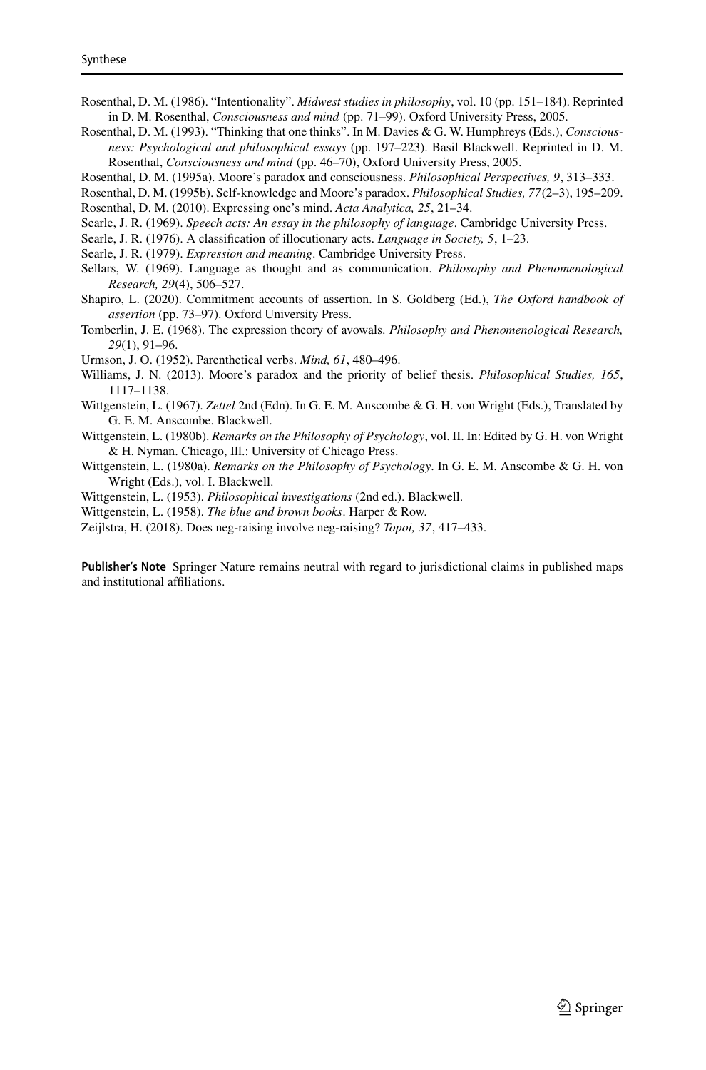Rosenthal, D. M. (1986). "Intentionality". *Midwest studies in philosophy*, vol. 10 (pp. 151–184). Reprinted in D. M. Rosenthal, *Consciousness and mind* (pp. 71–99). Oxford University Press, 2005.

Rosenthal, D. M. (1993). "Thinking that one thinks". In M. Davies & G. W. Humphreys (Eds.), *Consciousness: Psychological and philosophical essays* (pp. 197–223). Basil Blackwell. Reprinted in D. M. Rosenthal, *Consciousness and mind* (pp. 46–70), Oxford University Press, 2005.

Rosenthal, D. M. (1995a). Moore's paradox and consciousness. *Philosophical Perspectives, 9*, 313–333.

Rosenthal, D. M. (1995b). Self-knowledge and Moore's paradox. *Philosophical Studies, 77*(2–3), 195–209.

Rosenthal, D. M. (2010). Expressing one's mind. *Acta Analytica, 25*, 21–34.

Searle, J. R. (1969). *Speech acts: An essay in the philosophy of language*. Cambridge University Press.

Searle, J. R. (1976). A classification of illocutionary acts. *Language in Society, 5*, 1–23.

Searle, J. R. (1979). *Expression and meaning*. Cambridge University Press.

Sellars, W. (1969). Language as thought and as communication. *Philosophy and Phenomenological Research, 29*(4), 506–527.

Shapiro, L. (2020). Commitment accounts of assertion. In S. Goldberg (Ed.), *The Oxford handbook of assertion* (pp. 73–97). Oxford University Press.

Tomberlin, J. E. (1968). The expression theory of avowals. *Philosophy and Phenomenological Research, 29*(1), 91–96.

Urmson, J. O. (1952). Parenthetical verbs. *Mind, 61*, 480–496.

Williams, J. N. (2013). Moore's paradox and the priority of belief thesis. *Philosophical Studies, 165*, 1117–1138.

Wittgenstein, L. (1967). *Zettel* 2nd (Edn). In G. E. M. Anscombe & G. H. von Wright (Eds.), Translated by G. E. M. Anscombe. Blackwell.

Wittgenstein, L. (1980b). *Remarks on the Philosophy of Psychology*, vol. II. In: Edited by G. H. von Wright & H. Nyman. Chicago, Ill.: University of Chicago Press.

Wittgenstein, L. (1980a). *Remarks on the Philosophy of Psychology*. In G. E. M. Anscombe & G. H. von Wright (Eds.), vol. I. Blackwell.

Wittgenstein, L. (1953). *Philosophical investigations* (2nd ed.). Blackwell.

Wittgenstein, L. (1958). *The blue and brown books*. Harper & Row.

Zeijlstra, H. (2018). Does neg-raising involve neg-raising? *Topoi, 37*, 417–433.

**Publisher's Note** Springer Nature remains neutral with regard to jurisdictional claims in published maps and institutional affiliations.